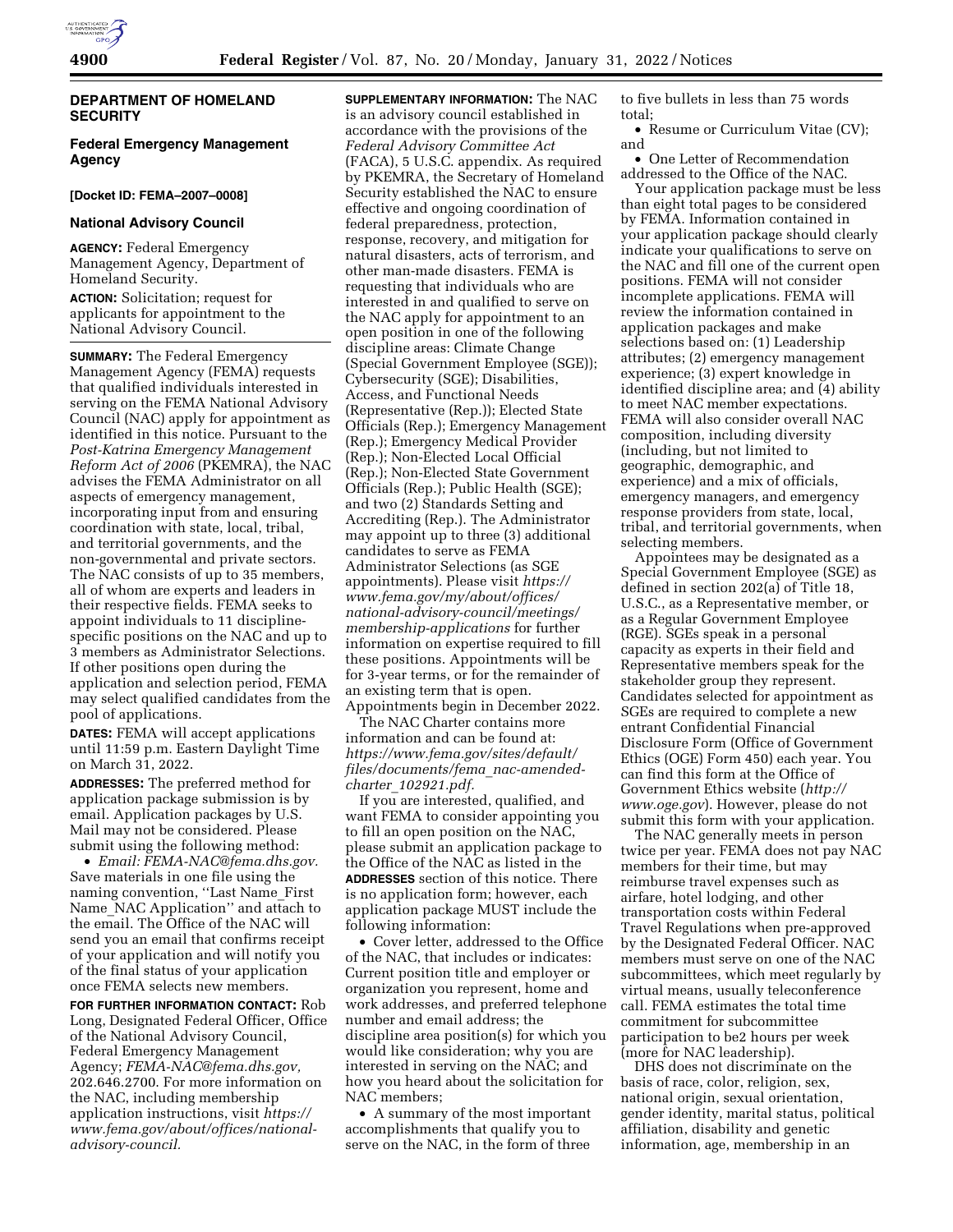## DEPARTMENT OF HOMELAND SECURITY

### Federal Emergency Management Agency

**[Docket ID: FEMA–2007–0008]**

### National Advisory Council

**AGENCY:** Federal Emergency Management Agency, Department of Homeland Security.

**ACTION:** Solicitation; request for applicants for appointment to the National Advisory Council.

**SUMMARY:** The Federal Emergency Management Agency (FEMA) requests that qualified individuals interested in serving on the FEMA National Advisory Council (NAC) apply for appointment as identified in this notice. Pursuant to the *Post-Katrina Emergency Management Reform Act of 2006* (PKEMRA), the NAC advises the FEMA Administrator on all aspects of emergency management, incorporating input from and ensuring coordination with state, local, tribal, and territorial governments, and the non-governmental and private sectors. The NAC consists of up to 35 members, all of whom are experts and leaders in their respective fields. FEMA seeks to appoint individuals to 11 discipline-specific positions on the NAC and up to 3 members as Administrator Selections. If other positions open during the application and selection period, FEMA may select qualified candidates from the pool of applications.

**DATES:** FEMA will accept applications until 11:59 p.m. Eastern Daylight Time on March 31, 2022.

**ADDRESSES:** The preferred method for application package submission is by email. Application packages by U.S. Mail may not be considered. Please submit using the following method:

• *Email: FEMA-NAC@fema.dhs.gov.* Save materials in one file using the naming convention, ''Last Name_First Name_NAC Application'' and attach to the email. The Office of the NAC will send you an email that confirms receipt of your application and will notify you of the final status of your application once FEMA selects new members.

**FOR FURTHER INFORMATION CONTACT:** Rob Long, Designated Federal Officer, Office of the National Advisory Council, Federal Emergency Management Agency; *FEMA-NAC@fema.dhs.gov,* 202.646.2700. For more information on the NAC, including membership application instructions, visit *https://www.fema.gov/about/offices/national-advisory-council.*

**SUPPLEMENTARY INFORMATION:** The NAC is an advisory council established in accordance with the provisions of the *Federal Advisory Committee Act* (FACA), 5 U.S.C. appendix. As required by PKEMRA, the Secretary of Homeland Security established the NAC to ensure effective and ongoing coordination of federal preparedness, protection, response, recovery, and mitigation for natural disasters, acts of terrorism, and other man-made disasters. FEMA is requesting that individuals who are interested in and qualified to serve on the NAC apply for appointment to an open position in one of the following discipline areas: Climate Change (Special Government Employee (SGE)); Cybersecurity (SGE); Disabilities, Access, and Functional Needs (Representative (Rep.)); Elected State Officials (Rep.); Emergency Management (Rep.); Emergency Medical Provider (Rep.); Non-Elected Local Official (Rep.); Non-Elected State Government Officials (Rep.); Public Health (SGE); and two (2) Standards Setting and Accrediting (Rep.). The Administrator may appoint up to three (3) additional candidates to serve as FEMA Administrator Selections (as SGE appointments). Please visit *https://www.fema.gov/my/about/offices/national-advisory-council/meetings/membership-applications* for further information on expertise required to fill these positions. Appointments will be for 3-year terms, or for the remainder of an existing term that is open. Appointments begin in December 2022.

The NAC Charter contains more information and can be found at: *https://www.fema.gov/sites/default/files/documents/fema_nac-amended-charter_102921.pdf.*

If you are interested, qualified, and want FEMA to consider appointing you to fill an open position on the NAC, please submit an application package to the Office of the NAC as listed in the **ADDRESSES** section of this notice. There is no application form; however, each application package MUST include the following information:

• Cover letter, addressed to the Office of the NAC, that includes or indicates: Current position title and employer or organization you represent, home and work addresses, and preferred telephone number and email address; the discipline area position(s) for which you would like consideration; why you are interested in serving on the NAC; and how you heard about the solicitation for NAC members;

• A summary of the most important accomplishments that qualify you to serve on the NAC, in the form of three to five bullets in less than 75 words total;

• Resume or Curriculum Vitae (CV); and

• One Letter of Recommendation addressed to the Office of the NAC.

Your application package must be less than eight total pages to be considered by FEMA. Information contained in your application package should clearly indicate your qualifications to serve on the NAC and fill one of the current open positions. FEMA will not consider incomplete applications. FEMA will review the information contained in application packages and make selections based on: (1) Leadership attributes; (2) emergency management experience; (3) expert knowledge in identified discipline area; and (4) ability to meet NAC member expectations. FEMA will also consider overall NAC composition, including diversity (including, but not limited to geographic, demographic, and experience) and a mix of officials, emergency managers, and emergency response providers from state, local, tribal, and territorial governments, when selecting members.

Appointees may be designated as a Special Government Employee (SGE) as defined in section 202(a) of Title 18, U.S.C., as a Representative member, or as a Regular Government Employee (RGE). SGEs speak in a personal capacity as experts in their field and Representative members speak for the stakeholder group they represent. Candidates selected for appointment as SGEs are required to complete a new entrant Confidential Financial Disclosure Form (Office of Government Ethics (OGE) Form 450) each year. You can find this form at the Office of Government Ethics website (*http://www.oge.gov*). However, please do not submit this form with your application.

The NAC generally meets in person twice per year. FEMA does not pay NAC members for their time, but may reimburse travel expenses such as airfare, hotel lodging, and other transportation costs within Federal Travel Regulations when pre-approved by the Designated Federal Officer. NAC members must serve on one of the NAC subcommittees, which meet regularly by virtual means, usually teleconference call. FEMA estimates the total time commitment for subcommittee participation to be2 hours per week (more for NAC leadership).

DHS does not discriminate on the basis of race, color, religion, sex, national origin, sexual orientation, gender identity, marital status, political affiliation, disability and genetic information, age, membership in an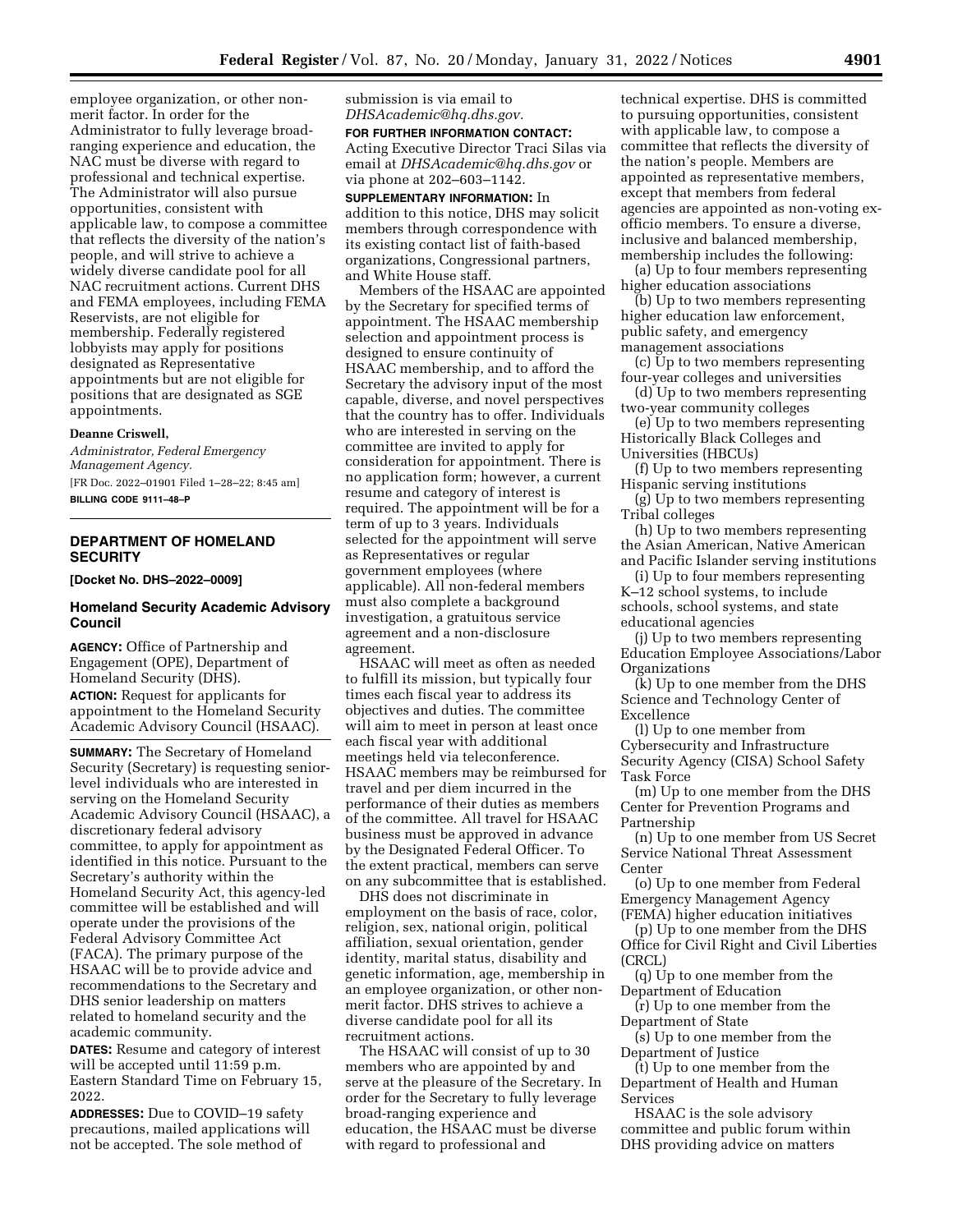employee organization, or other non-merit factor. In order for the Administrator to fully leverage broad-ranging experience and education, the NAC must be diverse with regard to professional and technical expertise. The Administrator will also pursue opportunities, consistent with applicable law, to compose a committee that reflects the diversity of the nation's people, and will strive to achieve a widely diverse candidate pool for all NAC recruitment actions. Current DHS and FEMA employees, including FEMA Reservists, are not eligible for membership. Federally registered lobbyists may apply for positions designated as Representative appointments but are not eligible for positions that are designated as SGE appointments.

**Deanne Criswell,**

*Administrator, Federal Emergency Management Agency.*

[FR Doc. 2022–01901 Filed 1–28–22; 8:45 am]

**BILLING CODE 9111–48–P**

## DEPARTMENT OF HOMELAND SECURITY

**[Docket No. DHS–2022–0009]**

### Homeland Security Academic Advisory Council

**AGENCY:** Office of Partnership and Engagement (OPE), Department of Homeland Security (DHS).

**ACTION:** Request for applicants for appointment to the Homeland Security Academic Advisory Council (HSAAC).

**SUMMARY:** The Secretary of Homeland Security (Secretary) is requesting senior-level individuals who are interested in serving on the Homeland Security Academic Advisory Council (HSAAC), a discretionary federal advisory committee, to apply for appointment as identified in this notice. Pursuant to the Secretary's authority within the Homeland Security Act, this agency-led committee will be established and will operate under the provisions of the Federal Advisory Committee Act (FACA). The primary purpose of the HSAAC will be to provide advice and recommendations to the Secretary and DHS senior leadership on matters related to homeland security and the academic community.

**DATES:** Resume and category of interest will be accepted until 11:59 p.m. Eastern Standard Time on February 15, 2022.

**ADDRESSES:** Due to COVID–19 safety precautions, mailed applications will not be accepted. The sole method of submission is via email to *DHSAcademic@hq.dhs.gov.*

**FOR FURTHER INFORMATION CONTACT:** Acting Executive Director Traci Silas via email at *DHSAcademic@hq.dhs.gov* or via phone at 202–603–1142.

**SUPPLEMENTARY INFORMATION:** In addition to this notice, DHS may solicit members through correspondence with its existing contact list of faith-based organizations, Congressional partners, and White House staff.

Members of the HSAAC are appointed by the Secretary for specified terms of appointment. The HSAAC membership selection and appointment process is designed to ensure continuity of HSAAC membership, and to afford the Secretary the advisory input of the most capable, diverse, and novel perspectives that the country has to offer. Individuals who are interested in serving on the committee are invited to apply for consideration for appointment. There is no application form; however, a current resume and category of interest is required. The appointment will be for a term of up to 3 years. Individuals selected for the appointment will serve as Representatives or regular government employees (where applicable). All non-federal members must also complete a background investigation, a gratuitous service agreement and a non-disclosure agreement.

HSAAC will meet as often as needed to fulfill its mission, but typically four times each fiscal year to address its objectives and duties. The committee will aim to meet in person at least once each fiscal year with additional meetings held via teleconference. HSAAC members may be reimbursed for travel and per diem incurred in the performance of their duties as members of the committee. All travel for HSAAC business must be approved in advance by the Designated Federal Officer. To the extent practical, members can serve on any subcommittee that is established.

DHS does not discriminate in employment on the basis of race, color, religion, sex, national origin, political affiliation, sexual orientation, gender identity, marital status, disability and genetic information, age, membership in an employee organization, or other non-merit factor. DHS strives to achieve a diverse candidate pool for all its recruitment actions.

The HSAAC will consist of up to 30 members who are appointed by and serve at the pleasure of the Secretary. In order for the Secretary to fully leverage broad-ranging experience and education, the HSAAC must be diverse with regard to professional and technical expertise. DHS is committed to pursuing opportunities, consistent with applicable law, to compose a committee that reflects the diversity of the nation's people. Members are appointed as representative members, except that members from federal agencies are appointed as non-voting ex-officio members. To ensure a diverse, inclusive and balanced membership, membership includes the following:

(a) Up to four members representing higher education associations

(b) Up to two members representing higher education law enforcement, public safety, and emergency management associations

(c) Up to two members representing four-year colleges and universities

(d) Up to two members representing two-year community colleges

(e) Up to two members representing Historically Black Colleges and Universities (HBCUs)

(f) Up to two members representing Hispanic serving institutions

(g) Up to two members representing Tribal colleges

(h) Up to two members representing the Asian American, Native American and Pacific Islander serving institutions

(i) Up to four members representing K–12 school systems, to include schools, school systems, and state educational agencies

(j) Up to two members representing Education Employee Associations/Labor Organizations

(k) Up to one member from the DHS Science and Technology Center of Excellence

(l) Up to one member from Cybersecurity and Infrastructure Security Agency (CISA) School Safety Task Force

(m) Up to one member from the DHS Center for Prevention Programs and Partnership

(n) Up to one member from US Secret Service National Threat Assessment Center

(o) Up to one member from Federal Emergency Management Agency (FEMA) higher education initiatives

(p) Up to one member from the DHS Office for Civil Right and Civil Liberties (CRCL)

(q) Up to one member from the Department of Education

(r) Up to one member from the Department of State

(s) Up to one member from the Department of Justice

(t) Up to one member from the Department of Health and Human Services

HSAAC is the sole advisory committee and public forum within DHS providing advice on matters